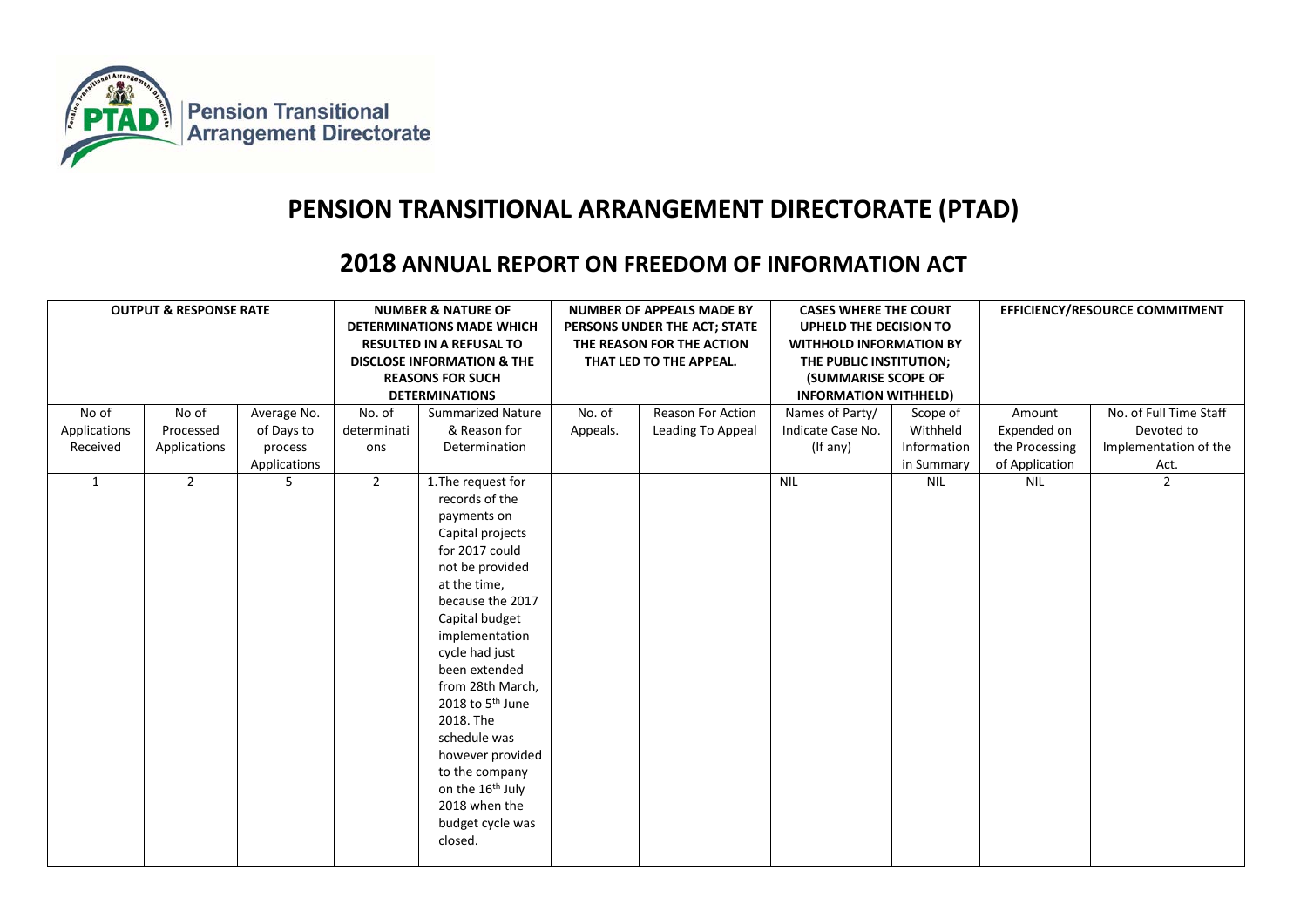# PENSION TRANSITIONAL ARRANGEMENT DIRECTORATE (PTAD)

## 2018 ANNUAL REPORT ON FREEDOM OF INFORMATION ACT

| OUTPUT & RESPONSE RATE | | | NUMBER & NATURE OF DETERMINATIONS MADE WHICH RESULTED IN A REFUSAL TO DISCLOSE INFORMATION & THE REASONS FOR SUCH DETERMINATIONS | | NUMBER OF APPEALS MADE BY PERSONS UNDER THE ACT; STATE THE REASON FOR THE ACTION THAT LED TO THE APPEAL. | | CASES WHERE THE COURT UPHELD THE DECISION TO WITHHOLD INFORMATION BY THE PUBLIC INSTITUTION; (SUMMARISE SCOPE OF INFORMATION WITHHELD) | | EFFICIENCY/RESOURCE COMMITMENT | |
|---|---|---|---|---|---|---|---|---|---|---|
| No of Applications Received | No of Processed Applications | Average No. of Days to process Applications | No. of determinations | Summarized Nature & Reason for Determination | No. of Appeals. | Reason For Action Leading To Appeal | Names of Party/ Indicate Case No. (If any) | Scope of Withheld Information in Summary | Amount Expended on the Processing of Application | No. of Full Time Staff Devoted to Implementation of the Act. |
| 1 | 2 | 5 | 2 | 1.The request for records of the payments on Capital projects for 2017 could not be provided at the time, because the 2017 Capital budget implementation cycle had just been extended from 28th March, 2018 to 5th June 2018. The schedule was however provided to the company on the 16th July 2018 when the budget cycle was closed. | | | NIL | NIL | NIL | 2 |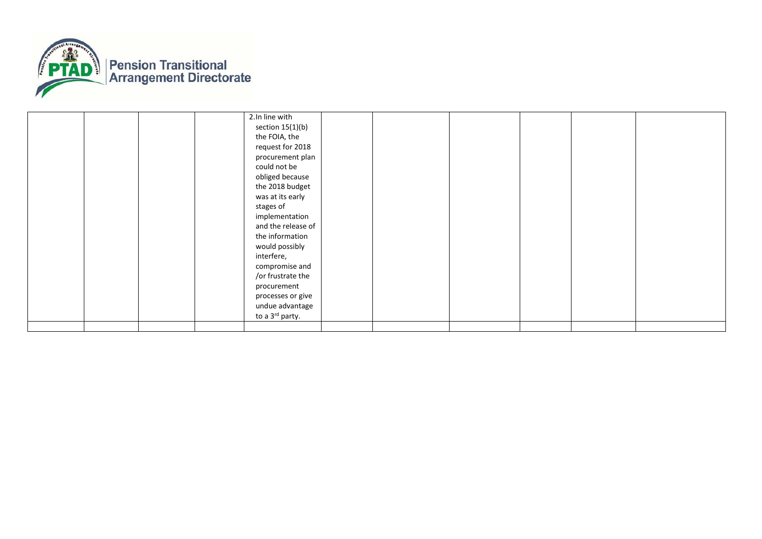| | | | | | | | | | | |
|---|---|---|---|---|---|---|---|---|---|---|
| | | | | 2.In line with section 15(1)(b) the FOIA, the request for 2018 procurement plan could not be obliged because the 2018 budget was at its early stages of implementation and the release of the information would possibly interfere, compromise and /or frustrate the procurement processes or give undue advantage to a 3rd party. | | | | | | |
| | | | | | | | | | | |